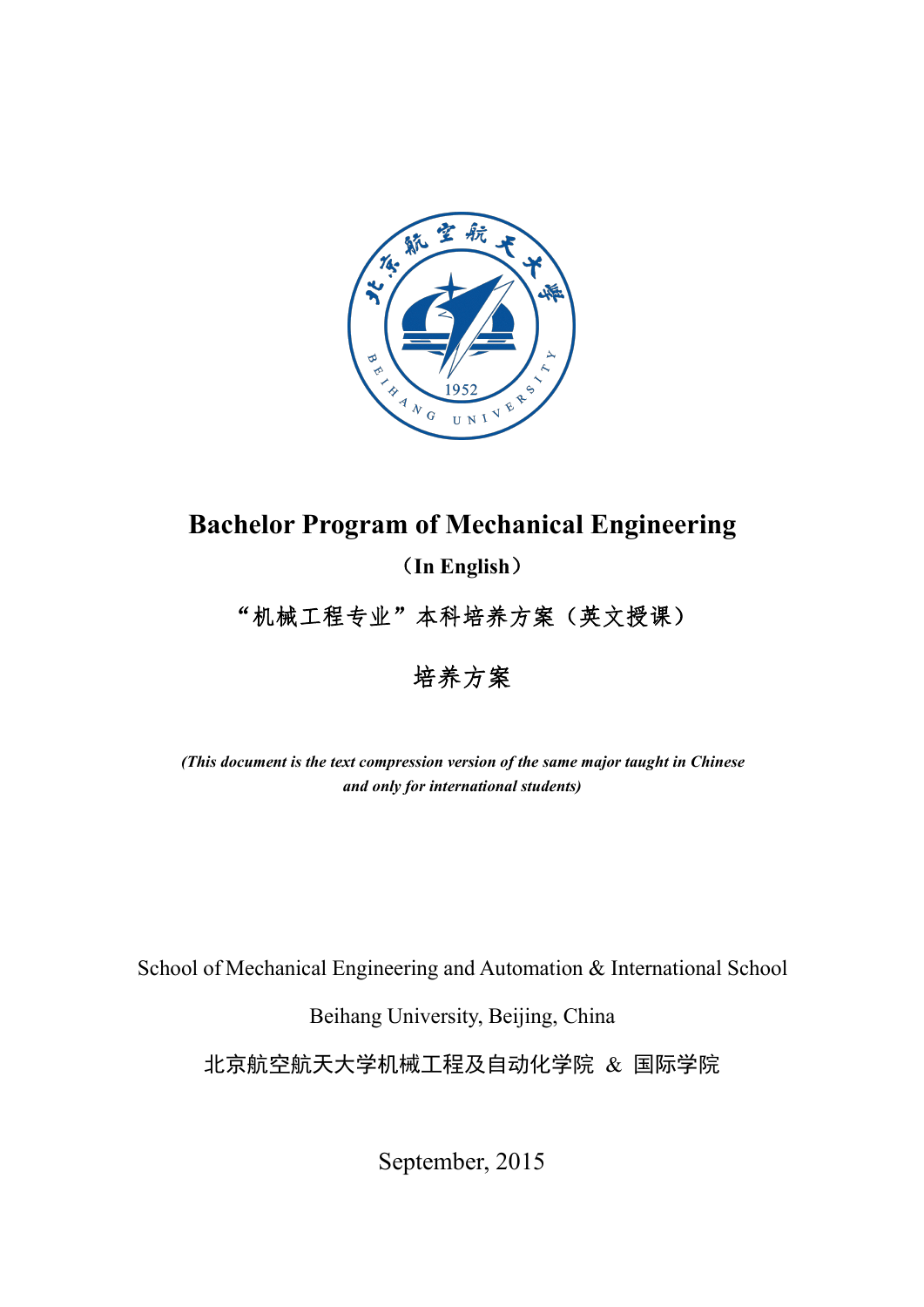# Bachelor Program of Mechanical Engineering

**（In English）**

“机械工程专业”本科培养方案（英文授课）

培养方案

***(This document is the text compression version of the same major taught in Chinese and only for international students)***

School of Mechanical Engineering and Automation & International School

Beihang University, Beijing, China

北京航空航天大学机械工程及自动化学院 & 国际学院

September, 2015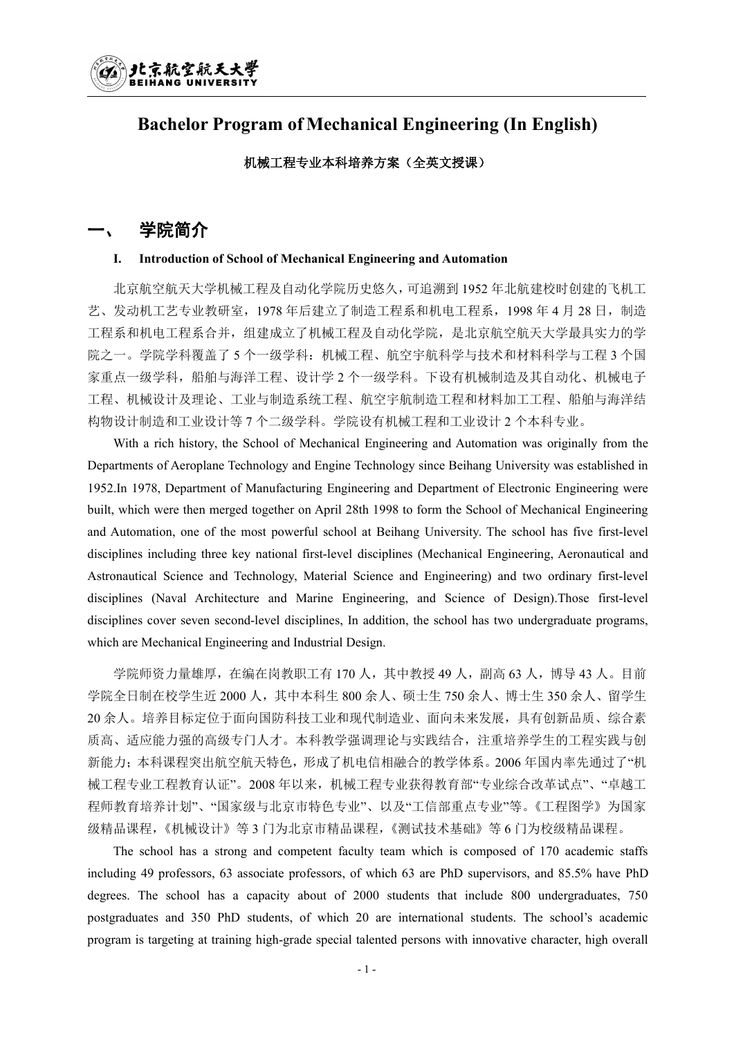# Bachelor Program of Mechanical Engineering (In English)

**机械工程专业本科培养方案（全英文授课）**

## 一、 学院简介

### I. Introduction of School of Mechanical Engineering and Automation

北京航空航天大学机械工程及自动化学院历史悠久，可追溯到1952年北航建校时创建的飞机工艺、发动机工艺专业教研室，1978年后建立了制造工程系和机电工程系，1998年4月28日，制造工程系和机电工程系合并，组建成立了机械工程及自动化学院，是北京航空航天大学最具实力的学院之一。学院学科覆盖了5个一级学科：机械工程、航空宇航科学与技术和材料科学与工程3个国家重点一级学科，船舶与海洋工程、设计学2个一级学科。下设有机械制造及其自动化、机械电子工程、机械设计及理论、工业与制造系统工程、航空宇航制造工程和材料加工工程、船舶与海洋结构物设计制造和工业设计等7个二级学科。学院设有机械工程和工业设计2个本科专业。

With a rich history, the School of Mechanical Engineering and Automation was originally from the Departments of Aeroplane Technology and Engine Technology since Beihang University was established in 1952.In 1978, Department of Manufacturing Engineering and Department of Electronic Engineering were built, which were then merged together on April 28th 1998 to form the School of Mechanical Engineering and Automation, one of the most powerful school at Beihang University. The school has five first-level disciplines including three key national first-level disciplines (Mechanical Engineering, Aeronautical and Astronautical Science and Technology, Material Science and Engineering) and two ordinary first-level disciplines (Naval Architecture and Marine Engineering, and Science of Design).Those first-level disciplines cover seven second-level disciplines, In addition, the school has two undergraduate programs, which are Mechanical Engineering and Industrial Design.

学院师资力量雄厚，在编在岗教职工有170人，其中教授49人，副高63人，博导43人。目前学院全日制在校学生近2000人，其中本科生800余人、硕士生750余人、博士生350余人、留学生20余人。培养目标定位于面向国防科技工业和现代制造业、面向未来发展，具有创新品质、综合素质高、适应能力强的高级专门人才。本科教学强调理论与实践结合，注重培养学生的工程实践与创新能力；本科课程突出航空航天特色，形成了机电信相融合的教学体系。2006年国内率先通过了“机械工程专业工程教育认证”。2008年以来，机械工程专业获得教育部“专业综合改革试点”、“卓越工程师教育培养计划”、“国家级与北京市特色专业”、以及“工信部重点专业”等。《工程图学》为国家级精品课程，《机械设计》等3门为北京市精品课程，《测试技术基础》等6门为校级精品课程。

The school has a strong and competent faculty team which is composed of 170 academic staffs including 49 professors, 63 associate professors, of which 63 are PhD supervisors, and 85.5% have PhD degrees. The school has a capacity about of 2000 students that include 800 undergraduates, 750 postgraduates and 350 PhD students, of which 20 are international students. The school's academic program is targeting at training high-grade special talented persons with innovative character, high overall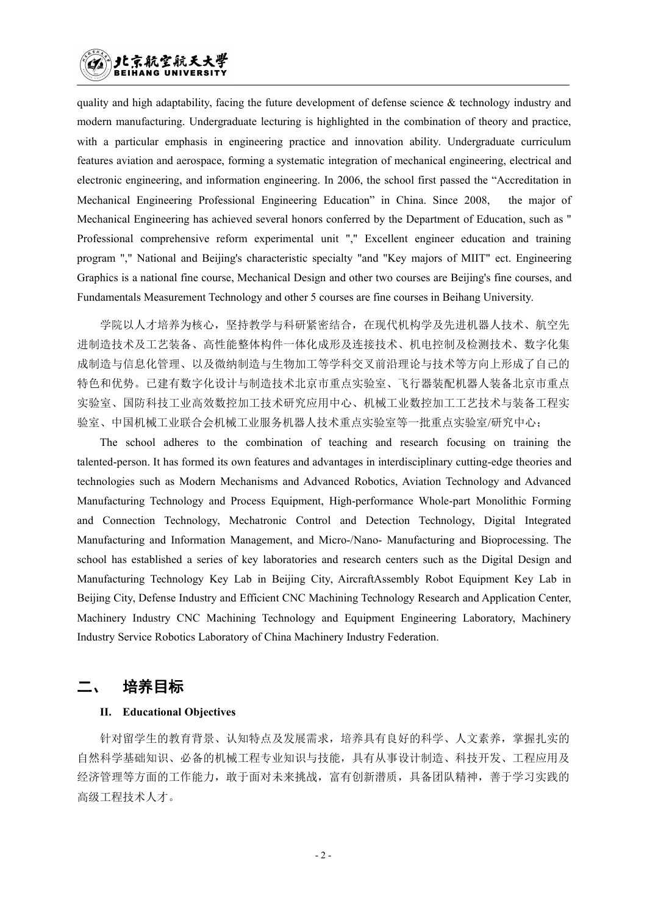quality and high adaptability, facing the future development of defense science & technology industry and modern manufacturing. Undergraduate lecturing is highlighted in the combination of theory and practice, with a particular emphasis in engineering practice and innovation ability. Undergraduate curriculum features aviation and aerospace, forming a systematic integration of mechanical engineering, electrical and electronic engineering, and information engineering. In 2006, the school first passed the “Accreditation in Mechanical Engineering Professional Engineering Education” in China. Since 2008, the major of Mechanical Engineering has achieved several honors conferred by the Department of Education, such as " Professional comprehensive reform experimental unit "," Excellent engineer education and training program "," National and Beijing's characteristic specialty "and "Key majors of MIIT" ect. Engineering Graphics is a national fine course, Mechanical Design and other two courses are Beijing's fine courses, and Fundamentals Measurement Technology and other 5 courses are fine courses in Beihang University.

学院以人才培养为核心，坚持教学与科研紧密结合，在现代机构学及先进机器人技术、航空先进制造技术及工艺装备、高性能整体构件一体化成形及连接技术、机电控制及检测技术、数字化集成制造与信息化管理、以及微纳制造与生物加工等学科交叉前沿理论与技术等方向上形成了自己的特色和优势。已建有数字化设计与制造技术北京市重点实验室、飞行器装配机器人装备北京市重点实验室、国防科技工业高效数控加工技术研究应用中心、机械工业数控加工工艺技术与装备工程实验室、中国机械工业联合会机械工业服务机器人技术重点实验室等一批重点实验室/研究中心；

The school adheres to the combination of teaching and research focusing on training the talented-person. It has formed its own features and advantages in interdisciplinary cutting-edge theories and technologies such as Modern Mechanisms and Advanced Robotics, Aviation Technology and Advanced Manufacturing Technology and Process Equipment, High-performance Whole-part Monolithic Forming and Connection Technology, Mechatronic Control and Detection Technology, Digital Integrated Manufacturing and Information Management, and Micro-/Nano- Manufacturing and Bioprocessing. The school has established a series of key laboratories and research centers such as the Digital Design and Manufacturing Technology Key Lab in Beijing City, AircraftAssembly Robot Equipment Key Lab in Beijing City, Defense Industry and Efficient CNC Machining Technology Research and Application Center, Machinery Industry CNC Machining Technology and Equipment Engineering Laboratory, Machinery Industry Service Robotics Laboratory of China Machinery Industry Federation.

## 二、 培养目标

**II. Educational Objectives**

针对留学生的教育背景、认知特点及发展需求，培养具有良好的科学、人文素养，掌握扎实的自然科学基础知识、必备的机械工程专业知识与技能，具有从事设计制造、科技开发、工程应用及经济管理等方面的工作能力，敢于面对未来挑战，富有创新潜质，具备团队精神，善于学习实践的高级工程技术人才。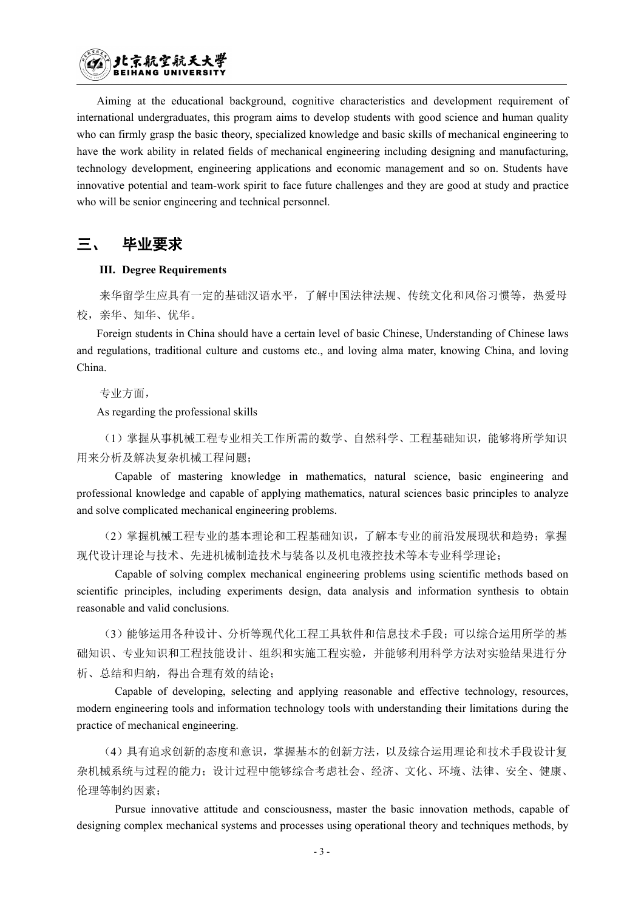Aiming at the educational background, cognitive characteristics and development requirement of international undergraduates, this program aims to develop students with good science and human quality who can firmly grasp the basic theory, specialized knowledge and basic skills of mechanical engineering to have the work ability in related fields of mechanical engineering including designing and manufacturing, technology development, engineering applications and economic management and so on. Students have innovative potential and team-work spirit to face future challenges and they are good at study and practice who will be senior engineering and technical personnel.

## 三、 毕业要求

**III. Degree Requirements**

来华留学生应具有一定的基础汉语水平，了解中国法律法规、传统文化和风俗习惯等，热爱母校，亲华、知华、优华。

Foreign students in China should have a certain level of basic Chinese, Understanding of Chinese laws and regulations, traditional culture and customs etc., and loving alma mater, knowing China, and loving China.

专业方面，

As regarding the professional skills

（1）掌握从事机械工程专业相关工作所需的数学、自然科学、工程基础知识，能够将所学知识用来分析及解决复杂机械工程问题；

Capable of mastering knowledge in mathematics, natural science, basic engineering and professional knowledge and capable of applying mathematics, natural sciences basic principles to analyze and solve complicated mechanical engineering problems.

（2）掌握机械工程专业的基本理论和工程基础知识，了解本专业的前沿发展现状和趋势；掌握现代设计理论与技术、先进机械制造技术与装备以及机电液控技术等本专业科学理论；

Capable of solving complex mechanical engineering problems using scientific methods based on scientific principles, including experiments design, data analysis and information synthesis to obtain reasonable and valid conclusions.

（3）能够运用各种设计、分析等现代化工程工具软件和信息技术手段；可以综合运用所学的基础知识、专业知识和工程技能设计、组织和实施工程实验，并能够利用科学方法对实验结果进行分析、总结和归纳，得出合理有效的结论；

Capable of developing, selecting and applying reasonable and effective technology, resources, modern engineering tools and information technology tools with understanding their limitations during the practice of mechanical engineering.

（4）具有追求创新的态度和意识，掌握基本的创新方法，以及综合运用理论和技术手段设计复杂机械系统与过程的能力；设计过程中能够综合考虑社会、经济、文化、环境、法律、安全、健康、伦理等制约因素；

Pursue innovative attitude and consciousness, master the basic innovation methods, capable of designing complex mechanical systems and processes using operational theory and techniques methods, by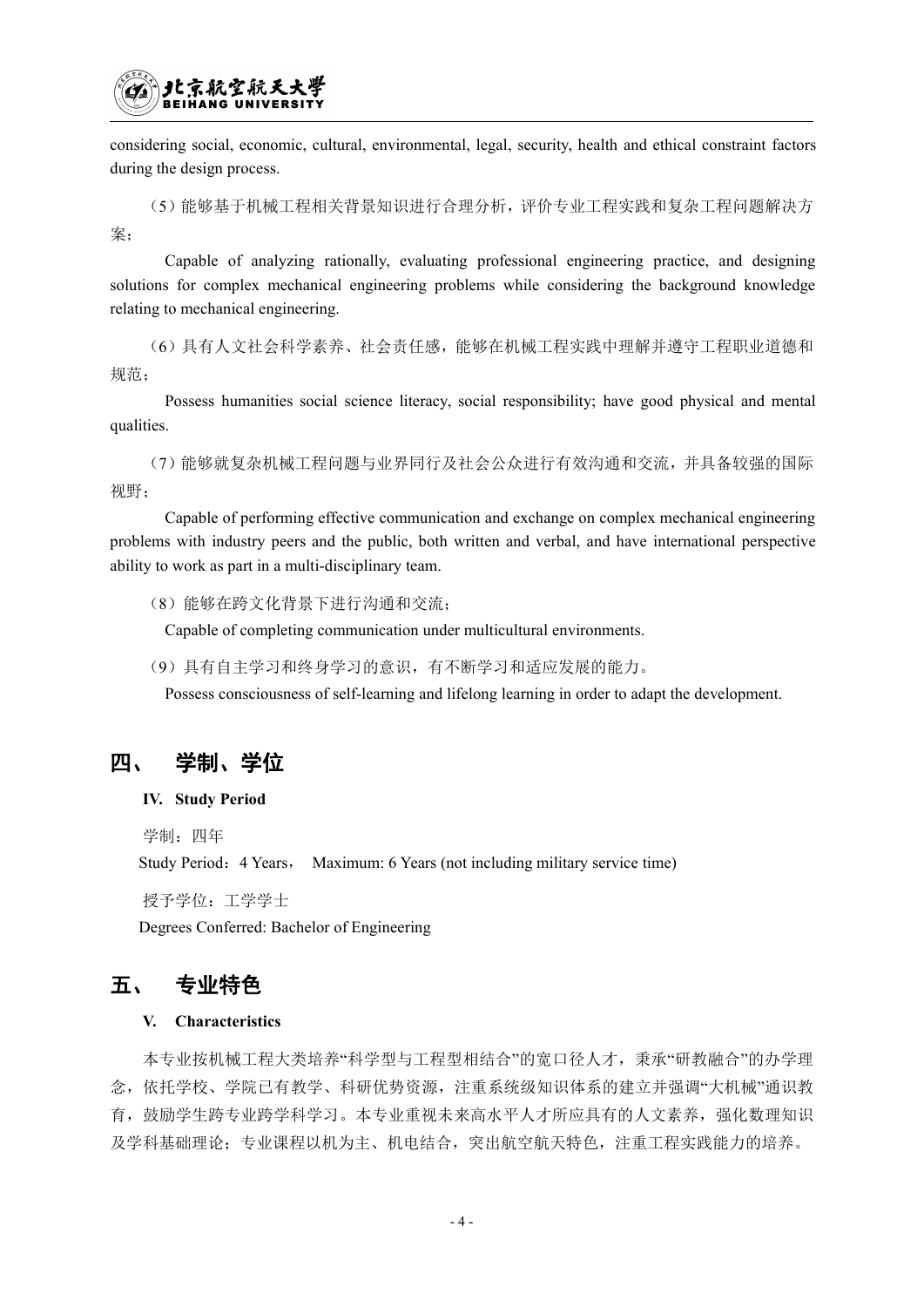considering social, economic, cultural, environmental, legal, security, health and ethical constraint factors during the design process.

（5）能够基于机械工程相关背景知识进行合理分析，评价专业工程实践和复杂工程问题解决方案；

Capable of analyzing rationally, evaluating professional engineering practice, and designing solutions for complex mechanical engineering problems while considering the background knowledge relating to mechanical engineering.

（6）具有人文社会科学素养、社会责任感，能够在机械工程实践中理解并遵守工程职业道德和规范；

Possess humanities social science literacy, social responsibility; have good physical and mental qualities.

（7）能够就复杂机械工程问题与业界同行及社会公众进行有效沟通和交流，并具备较强的国际视野；

Capable of performing effective communication and exchange on complex mechanical engineering problems with industry peers and the public, both written and verbal, and have international perspective ability to work as part in a multi-disciplinary team.

（8）能够在跨文化背景下进行沟通和交流；

Capable of completing communication under multicultural environments.

（9）具有自主学习和终身学习的意识，有不断学习和适应发展的能力。

Possess consciousness of self-learning and lifelong learning in order to adapt the development.

## 四、 学制、学位

**IV. Study Period**

学制：四年

Study Period：4 Years， Maximum: 6 Years (not including military service time)

授予学位：工学学士

Degrees Conferred: Bachelor of Engineering

## 五、 专业特色

**V. Characteristics**

本专业按机械工程大类培养“科学型与工程型相结合”的宽口径人才，秉承“研教融合”的办学理念，依托学校、学院已有教学、科研优势资源，注重系统级知识体系的建立并强调“大机械”通识教育，鼓励学生跨专业跨学科学习。本专业重视未来高水平人才所应具有的人文素养，强化数理知识及学科基础理论；专业课程以机为主、机电结合，突出航空航天特色，注重工程实践能力的培养。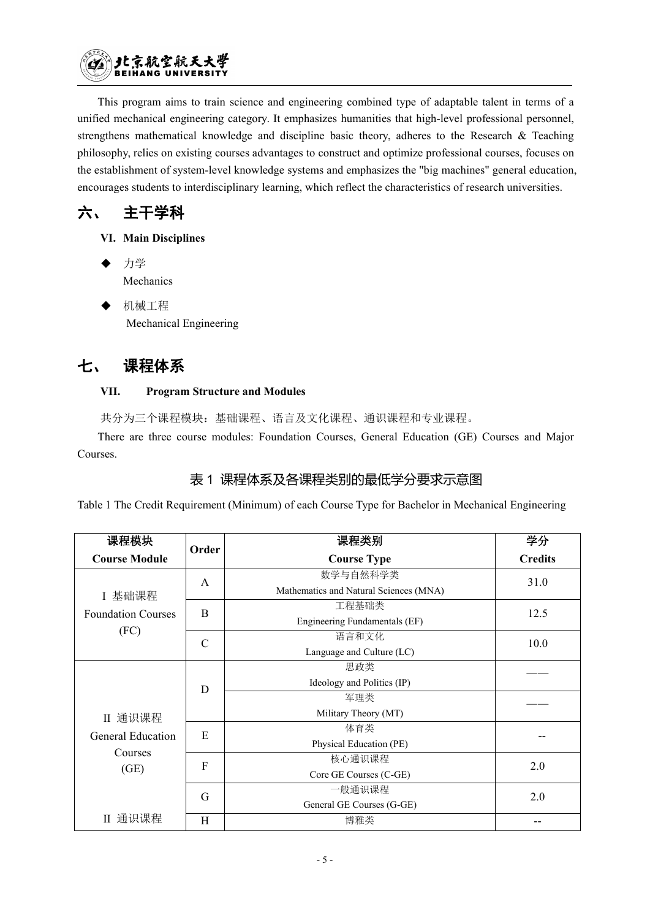This program aims to train science and engineering combined type of adaptable talent in terms of a unified mechanical engineering category. It emphasizes humanities that high-level professional personnel, strengthens mathematical knowledge and discipline basic theory, adheres to the Research & Teaching philosophy, relies on existing courses advantages to construct and optimize professional courses, focuses on the establishment of system-level knowledge systems and emphasizes the "big machines" general education, encourages students to interdisciplinary learning, which reflect the characteristics of research universities.

## 六、 主干学科

**VI. Main Disciplines**

- 力学
  Mechanics
- 机械工程
  Mechanical Engineering

## 七、 课程体系

**VII. Program Structure and Modules**

共分为三个课程模块：基础课程、语言及文化课程、通识课程和专业课程。

There are three course modules: Foundation Courses, General Education (GE) Courses and Major Courses.

### 表 1 课程体系及各课程类别的最低学分要求示意图

Table 1 The Credit Requirement (Minimum) of each Course Type for Bachelor in Mechanical Engineering

| 课程模块<br>Course Module | Order | 课程类别<br>Course Type | 学分<br>Credits |
|---|---|---|---|
| I 基础课程<br>Foundation Courses<br>(FC) | A | 数学与自然科学类<br>Mathematics and Natural Sciences (MNA) | 31.0 |
| | B | 工程基础类<br>Engineering Fundamentals (EF) | 12.5 |
| | C | 语言和文化<br>Language and Culture (LC) | 10.0 |
| II 通识课程<br>General Education Courses<br>(GE) | D | 思政类<br>Ideology and Politics (IP) | —— |
| | | 军理类<br>Military Theory (MT) | —— |
| | E | 体育类<br>Physical Education (PE) | -- |
| | F | 核心通识课程<br>Core GE Courses (C-GE) | 2.0 |
| | G | 一般通识课程<br>General GE Courses (G-GE) | 2.0 |
| II 通识课程 | H | 博雅类 | -- |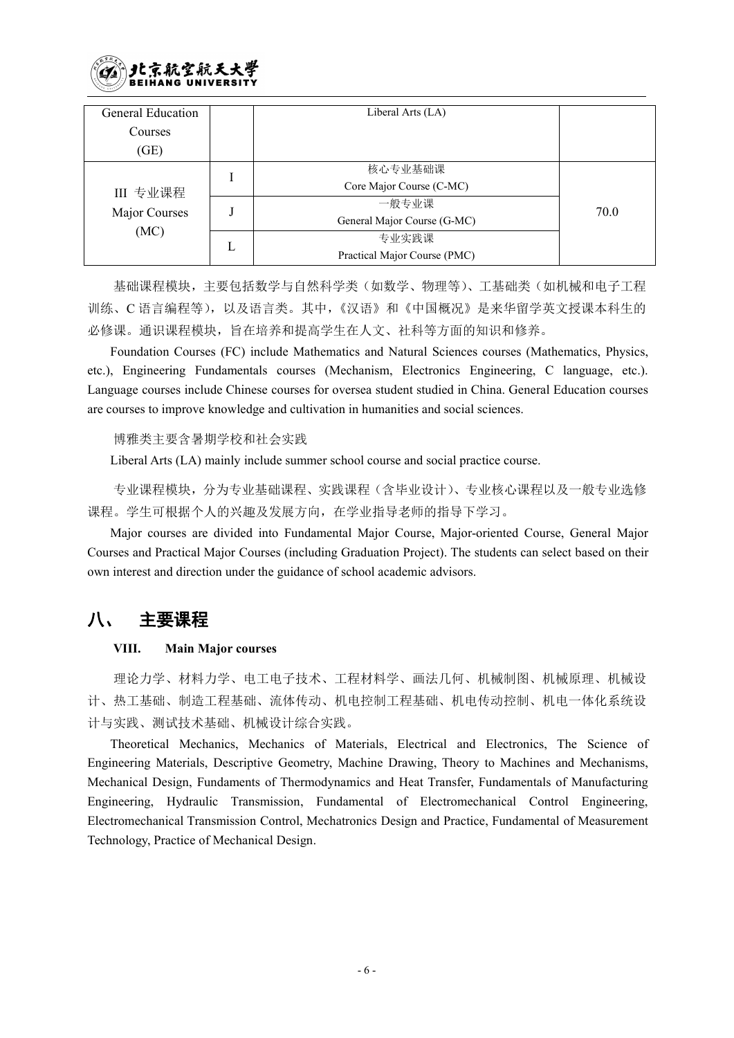| | | | |
|---|---|---|---|
| General Education Courses (GE) | | Liberal Arts (LA) | |
| III 专业课程 Major Courses (MC) | I | 核心专业基础课 Core Major Course (C-MC) | 70.0 |
| | J | 一般专业课 General Major Course (G-MC) | |
| | L | 专业实践课 Practical Major Course (PMC) | |

基础课程模块，主要包括数学与自然科学类（如数学、物理等）、工基础类（如机械和电子工程训练、C 语言编程等），以及语言类。其中，《汉语》和《中国概况》是来华留学英文授课本科生的必修课。通识课程模块，旨在培养和提高学生在人文、社科等方面的知识和修养。

Foundation Courses (FC) include Mathematics and Natural Sciences courses (Mathematics, Physics, etc.), Engineering Fundamentals courses (Mechanism, Electronics Engineering, C language, etc.). Language courses include Chinese courses for oversea student studied in China. General Education courses are courses to improve knowledge and cultivation in humanities and social sciences.

博雅类主要含暑期学校和社会实践

Liberal Arts (LA) mainly include summer school course and social practice course.

专业课程模块，分为专业基础课程、实践课程（含毕业设计）、专业核心课程以及一般专业选修课程。学生可根据个人的兴趣及发展方向，在学业指导老师的指导下学习。

Major courses are divided into Fundamental Major Course, Major-oriented Course, General Major Courses and Practical Major Courses (including Graduation Project). The students can select based on their own interest and direction under the guidance of school academic advisors.

## 八、 主要课程

**VIII. Main Major courses**

理论力学、材料力学、电工电子技术、工程材料学、画法几何、机械制图、机械原理、机械设计、热工基础、制造工程基础、流体传动、机电控制工程基础、机电传动控制、机电一体化系统设计与实践、测试技术基础、机械设计综合实践。

Theoretical Mechanics, Mechanics of Materials, Electrical and Electronics, The Science of Engineering Materials, Descriptive Geometry, Machine Drawing, Theory to Machines and Mechanisms, Mechanical Design, Fundaments of Thermodynamics and Heat Transfer, Fundamentals of Manufacturing Engineering, Hydraulic Transmission, Fundamental of Electromechanical Control Engineering, Electromechanical Transmission Control, Mechatronics Design and Practice, Fundamental of Measurement Technology, Practice of Mechanical Design.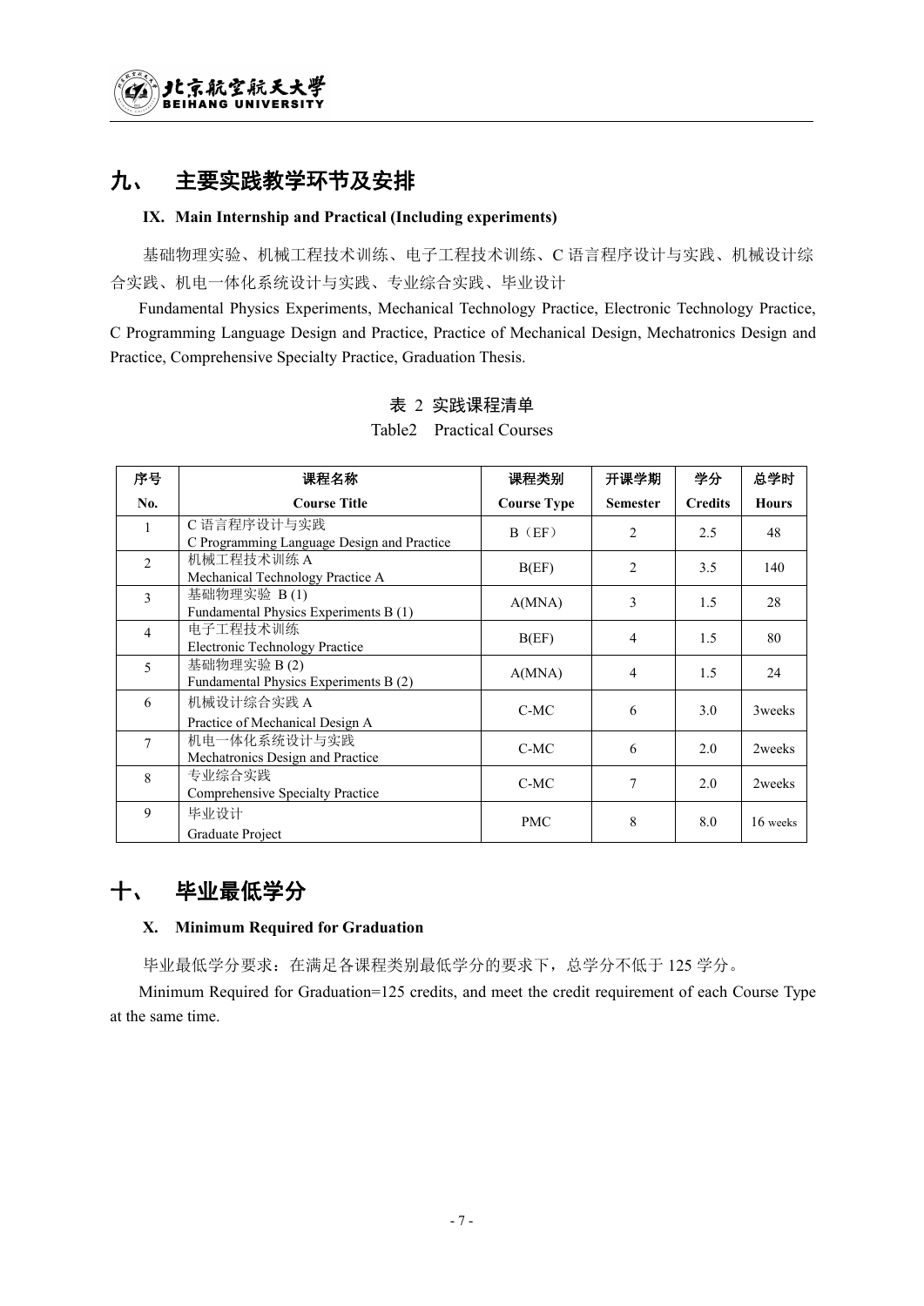## 九、 主要实践教学环节及安排

### IX. Main Internship and Practical (Including experiments)

基础物理实验、机械工程技术训练、电子工程技术训练、C 语言程序设计与实践、机械设计综合实践、机电一体化系统设计与实践、专业综合实践、毕业设计

Fundamental Physics Experiments, Mechanical Technology Practice, Electronic Technology Practice, C Programming Language Design and Practice, Practice of Mechanical Design, Mechatronics Design and Practice, Comprehensive Specialty Practice, Graduation Thesis.

表 2 实践课程清单

Table2 Practical Courses

| 序号<br>No. | 课程名称<br>Course Title | 课程类别<br>Course Type | 开课学期<br>Semester | 学分<br>Credits | 总学时<br>Hours |
|---|---|---|---|---|---|
| 1 | C 语言程序设计与实践<br>C Programming Language Design and Practice | B（EF） | 2 | 2.5 | 48 |
| 2 | 机械工程技术训练 A<br>Mechanical Technology Practice A | B(EF) | 2 | 3.5 | 140 |
| 3 | 基础物理实验 B (1)<br>Fundamental Physics Experiments B (1) | A(MNA) | 3 | 1.5 | 28 |
| 4 | 电子工程技术训练<br>Electronic Technology Practice | B(EF) | 4 | 1.5 | 80 |
| 5 | 基础物理实验 B (2)<br>Fundamental Physics Experiments B (2) | A(MNA) | 4 | 1.5 | 24 |
| 6 | 机械设计综合实践 A<br>Practice of Mechanical Design A | C-MC | 6 | 3.0 | 3weeks |
| 7 | 机电一体化系统设计与实践<br>Mechatronics Design and Practice | C-MC | 6 | 2.0 | 2weeks |
| 8 | 专业综合实践<br>Comprehensive Specialty Practice | C-MC | 7 | 2.0 | 2weeks |
| 9 | 毕业设计<br>Graduate Project | PMC | 8 | 8.0 | 16 weeks |

## 十、 毕业最低学分

### X. Minimum Required for Graduation

毕业最低学分要求：在满足各课程类别最低学分的要求下，总学分不低于 125 学分。

Minimum Required for Graduation=125 credits, and meet the credit requirement of each Course Type at the same time.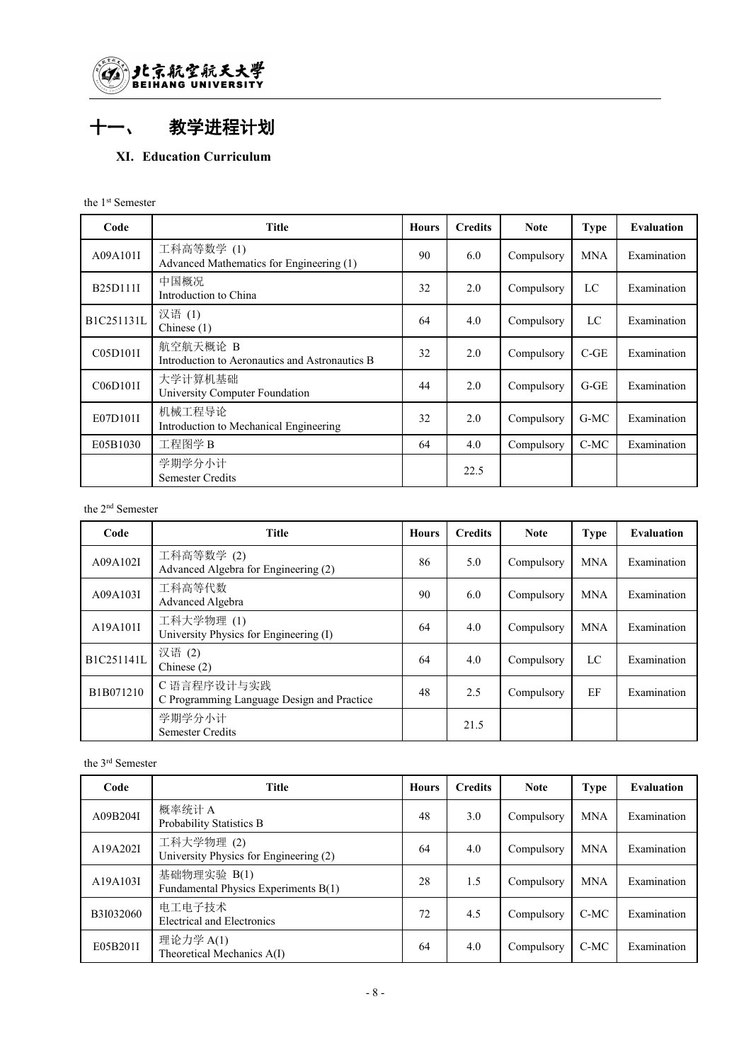# 十一、 教学进程计划

### XI. Education Curriculum

the 1st Semester

| Code | Title | Hours | Credits | Note | Type | Evaluation |
|---|---|---|---|---|---|---|
| A09A101I | 工科高等数学 (1)<br>Advanced Mathematics for Engineering (1) | 90 | 6.0 | Compulsory | MNA | Examination |
| B25D111I | 中国概况<br>Introduction to China | 32 | 2.0 | Compulsory | LC | Examination |
| B1C251131L | 汉语 (1)<br>Chinese (1) | 64 | 4.0 | Compulsory | LC | Examination |
| C05D101I | 航空航天概论 B<br>Introduction to Aeronautics and Astronautics B | 32 | 2.0 | Compulsory | C-GE | Examination |
| C06D101I | 大学计算机基础<br>University Computer Foundation | 44 | 2.0 | Compulsory | G-GE | Examination |
| E07D101I | 机械工程导论<br>Introduction to Mechanical Engineering | 32 | 2.0 | Compulsory | G-MC | Examination |
| E05B1030 | 工程图学 B | 64 | 4.0 | Compulsory | C-MC | Examination |
| | 学期学分小计<br>Semester Credits | | 22.5 | | | |

the 2nd Semester

| Code | Title | Hours | Credits | Note | Type | Evaluation |
|---|---|---|---|---|---|---|
| A09A102I | 工科高等数学 (2)<br>Advanced Algebra for Engineering (2) | 86 | 5.0 | Compulsory | MNA | Examination |
| A09A103I | 工科高等代数<br>Advanced Algebra | 90 | 6.0 | Compulsory | MNA | Examination |
| A19A101I | 工科大学物理 (1)<br>University Physics for Engineering (I) | 64 | 4.0 | Compulsory | MNA | Examination |
| B1C251141L | 汉语 (2)<br>Chinese (2) | 64 | 4.0 | Compulsory | LC | Examination |
| B1B071210 | C 语言程序设计与实践<br>C Programming Language Design and Practice | 48 | 2.5 | Compulsory | EF | Examination |
| | 学期学分小计<br>Semester Credits | | 21.5 | | | |

the 3rd Semester

| Code | Title | Hours | Credits | Note | Type | Evaluation |
|---|---|---|---|---|---|---|
| A09B204I | 概率统计 A<br>Probability Statistics B | 48 | 3.0 | Compulsory | MNA | Examination |
| A19A202I | 工科大学物理 (2)<br>University Physics for Engineering (2) | 64 | 4.0 | Compulsory | MNA | Examination |
| A19A103I | 基础物理实验 B(1)<br>Fundamental Physics Experiments B(1) | 28 | 1.5 | Compulsory | MNA | Examination |
| B3I032060 | 电工电子技术<br>Electrical and Electronics | 72 | 4.5 | Compulsory | C-MC | Examination |
| E05B201I | 理论力学 A(1)<br>Theoretical Mechanics A(I) | 64 | 4.0 | Compulsory | C-MC | Examination |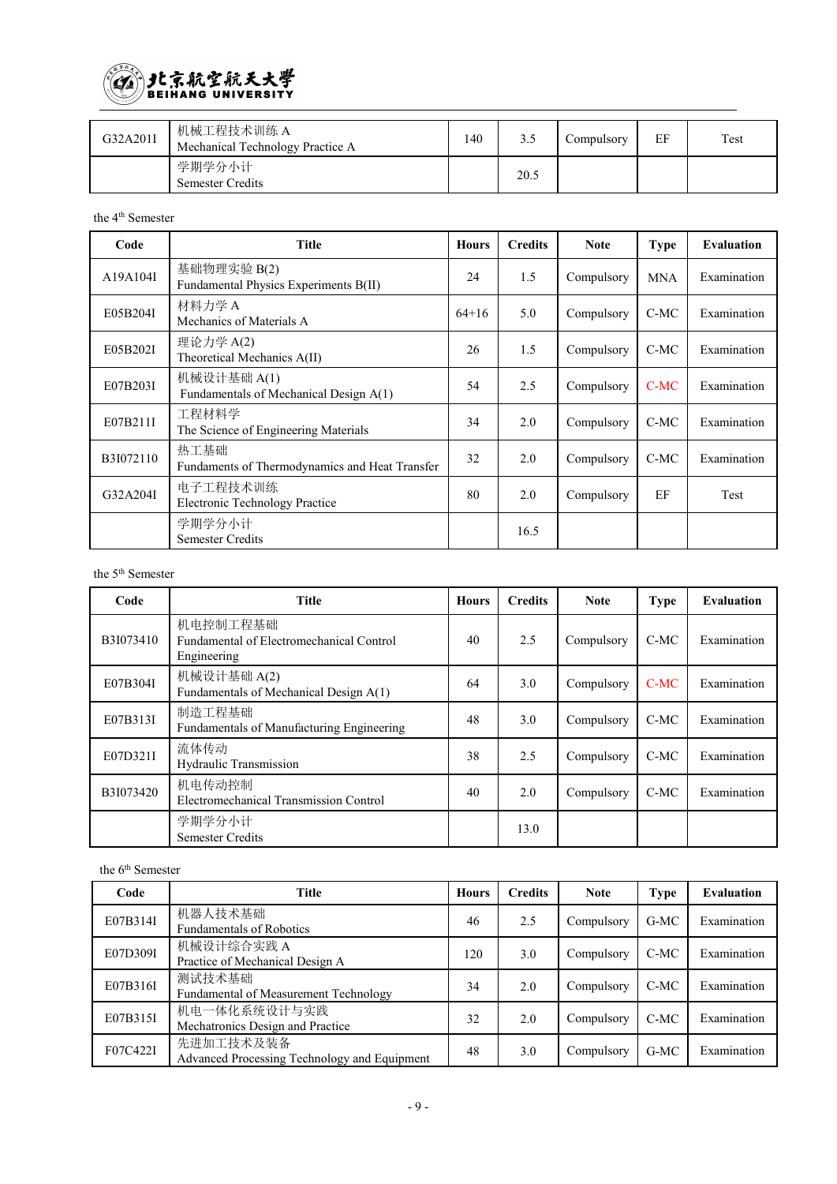| G32A201I | 机械工程技术训练 A<br>Mechanical Technology Practice A | 140 | 3.5 | Compulsory | EF | Test |
|---|---|---|---|---|---|---|
| | 学期学分小计<br>Semester Credits | | 20.5 | | | |

the 4th Semester

| Code | Title | Hours | Credits | Note | Type | Evaluation |
|---|---|---|---|---|---|---|
| A19A104I | 基础物理实验 B(2)<br>Fundamental Physics Experiments B(II) | 24 | 1.5 | Compulsory | MNA | Examination |
| E05B204I | 材料力学 A<br>Mechanics of Materials A | 64+16 | 5.0 | Compulsory | C-MC | Examination |
| E05B202I | 理论力学 A(2)<br>Theoretical Mechanics A(II) | 26 | 1.5 | Compulsory | C-MC | Examination |
| E07B203I | 机械设计基础 A(1)<br>Fundamentals of Mechanical Design A(1) | 54 | 2.5 | Compulsory | C-MC | Examination |
| E07B211I | 工程材料学<br>The Science of Engineering Materials | 34 | 2.0 | Compulsory | C-MC | Examination |
| B3I072110 | 热工基础<br>Fundaments of Thermodynamics and Heat Transfer | 32 | 2.0 | Compulsory | C-MC | Examination |
| G32A204I | 电子工程技术训练<br>Electronic Technology Practice | 80 | 2.0 | Compulsory | EF | Test |
| | 学期学分小计<br>Semester Credits | | 16.5 | | | |

the 5th Semester

| Code | Title | Hours | Credits | Note | Type | Evaluation |
|---|---|---|---|---|---|---|
| B3I073410 | 机电控制工程基础<br>Fundamental of Electromechanical Control Engineering | 40 | 2.5 | Compulsory | C-MC | Examination |
| E07B304I | 机械设计基础 A(2)<br>Fundamentals of Mechanical Design A(1) | 64 | 3.0 | Compulsory | C-MC | Examination |
| E07B313I | 制造工程基础<br>Fundamentals of Manufacturing Engineering | 48 | 3.0 | Compulsory | C-MC | Examination |
| E07D321I | 流体传动<br>Hydraulic Transmission | 38 | 2.5 | Compulsory | C-MC | Examination |
| B3I073420 | 机电传动控制<br>Electromechanical Transmission Control | 40 | 2.0 | Compulsory | C-MC | Examination |
| | 学期学分小计<br>Semester Credits | | 13.0 | | | |

the 6th Semester

| Code | Title | Hours | Credits | Note | Type | Evaluation |
|---|---|---|---|---|---|---|
| E07B314I | 机器人技术基础<br>Fundamentals of Robotics | 46 | 2.5 | Compulsory | G-MC | Examination |
| E07D309I | 机械设计综合实践 A<br>Practice of Mechanical Design A | 120 | 3.0 | Compulsory | C-MC | Examination |
| E07B316I | 测试技术基础<br>Fundamental of Measurement Technology | 34 | 2.0 | Compulsory | C-MC | Examination |
| E07B315I | 机电一体化系统设计与实践<br>Mechatronics Design and Practice | 32 | 2.0 | Compulsory | C-MC | Examination |
| F07C422I | 先进加工技术及装备<br>Advanced Processing Technology and Equipment | 48 | 3.0 | Compulsory | G-MC | Examination |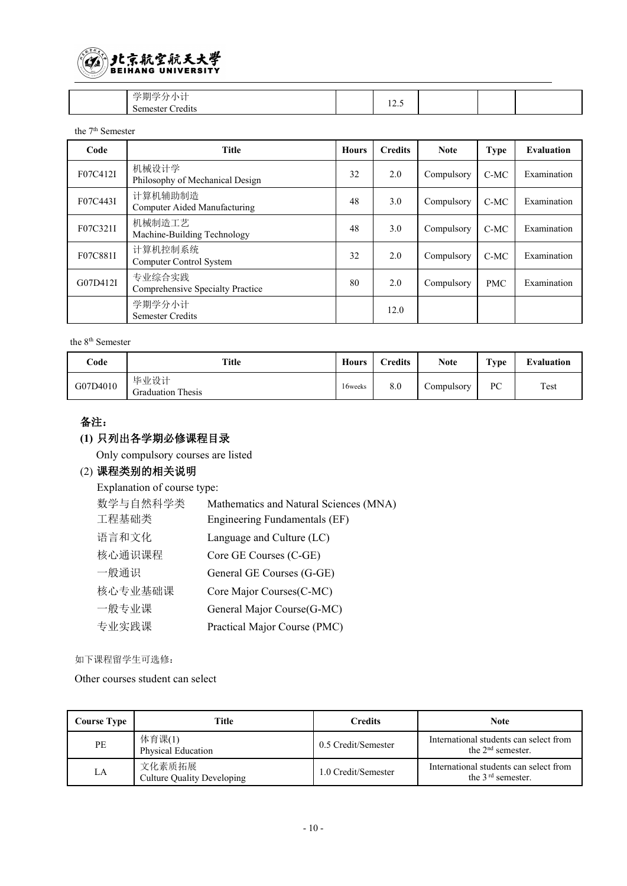| | 学期学分小计<br>Semester Credits | | 12.5 | | | |
|---|---|---|---|---|---|---|

the 7th Semester

| Code | Title | Hours | Credits | Note | Type | Evaluation |
|---|---|---|---|---|---|---|
| F07C412I | 机械设计学<br>Philosophy of Mechanical Design | 32 | 2.0 | Compulsory | C-MC | Examination |
| F07C443I | 计算机辅助制造<br>Computer Aided Manufacturing | 48 | 3.0 | Compulsory | C-MC | Examination |
| F07C321I | 机械制造工艺<br>Machine-Building Technology | 48 | 3.0 | Compulsory | C-MC | Examination |
| F07C881I | 计算机控制系统<br>Computer Control System | 32 | 2.0 | Compulsory | C-MC | Examination |
| G07D412I | 专业综合实践<br>Comprehensive Specialty Practice | 80 | 2.0 | Compulsory | PMC | Examination |
| | 学期学分小计<br>Semester Credits | | 12.0 | | | |

the 8th Semester

| Code | Title | Hours | Credits | Note | Type | Evaluation |
|---|---|---|---|---|---|---|
| G07D4010 | 毕业设计<br>Graduation Thesis | 16weeks | 8.0 | Compulsory | PC | Test |

**备注：**

**(1) 只列出各学期必修课程目录**

Only compulsory courses are listed

(2) **课程类别的相关说明**

Explanation of course type:

| | |
|---|---|
| 数学与自然科学类 | Mathematics and Natural Sciences (MNA) |
| 工程基础类 | Engineering Fundamentals (EF) |
| 语言和文化 | Language and Culture (LC) |
| 核心通识课程 | Core GE Courses (C-GE) |
| 一般通识 | General GE Courses (G-GE) |
| 核心专业基础课 | Core Major Courses(C-MC) |
| 一般专业课 | General Major Course(G-MC) |
| 专业实践课 | Practical Major Course (PMC) |

如下课程留学生可选修：

Other courses student can select

| Course Type | Title | Credits | Note |
|---|---|---|---|
| PE | 体育课(1)<br>Physical Education | 0.5 Credit/Semester | International students can select from the 2nd semester. |
| LA | 文化素质拓展<br>Culture Quality Developing | 1.0 Credit/Semester | International students can select from the 3rd semester. |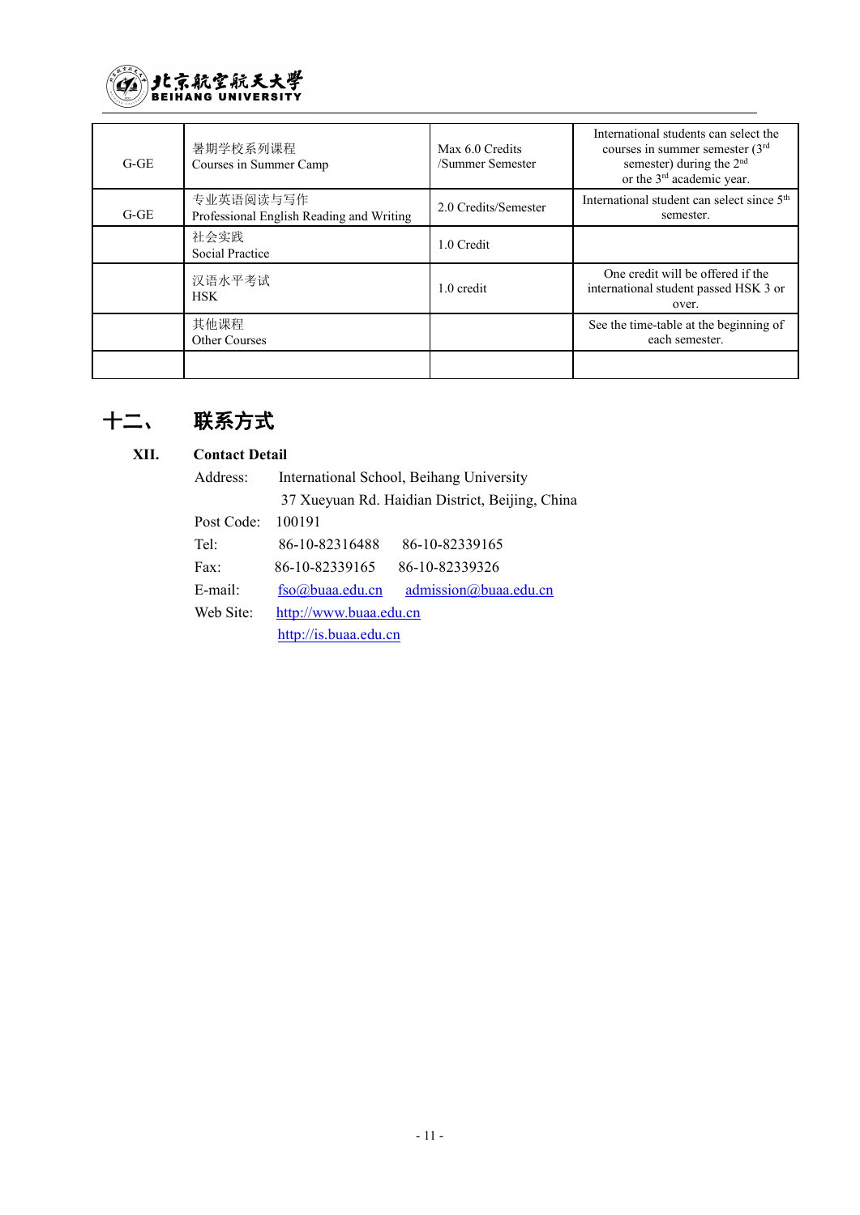| | | | |
|---|---|---|---|
| G-GE | 暑期学校系列课程<br>Courses in Summer Camp | Max 6.0 Credits<br>/Summer Semester | International students can select the courses in summer semester (3rd semester) during the 2nd or the 3rd academic year. |
| G-GE | 专业英语阅读与写作<br>Professional English Reading and Writing | 2.0 Credits/Semester | International student can select since 5th semester. |
| | 社会实践<br>Social Practice | 1.0 Credit | |
| | 汉语水平考试<br>HSK | 1.0 credit | One credit will be offered if the international student passed HSK 3 or over. |
| | 其他课程<br>Other Courses | | See the time-table at the beginning of each semester. |
| | | | |

## 十二、 联系方式

### XII. Contact Detail

Address: International School, Beihang University
37 Xueyuan Rd. Haidian District, Beijing, China

Post Code: 100191

Tel: 86-10-82316488 86-10-82339165

Fax: 86-10-82339165 86-10-82339326

E-mail: fso@buaa.edu.cn admission@buaa.edu.cn

Web Site: http://www.buaa.edu.cn
http://is.buaa.edu.cn